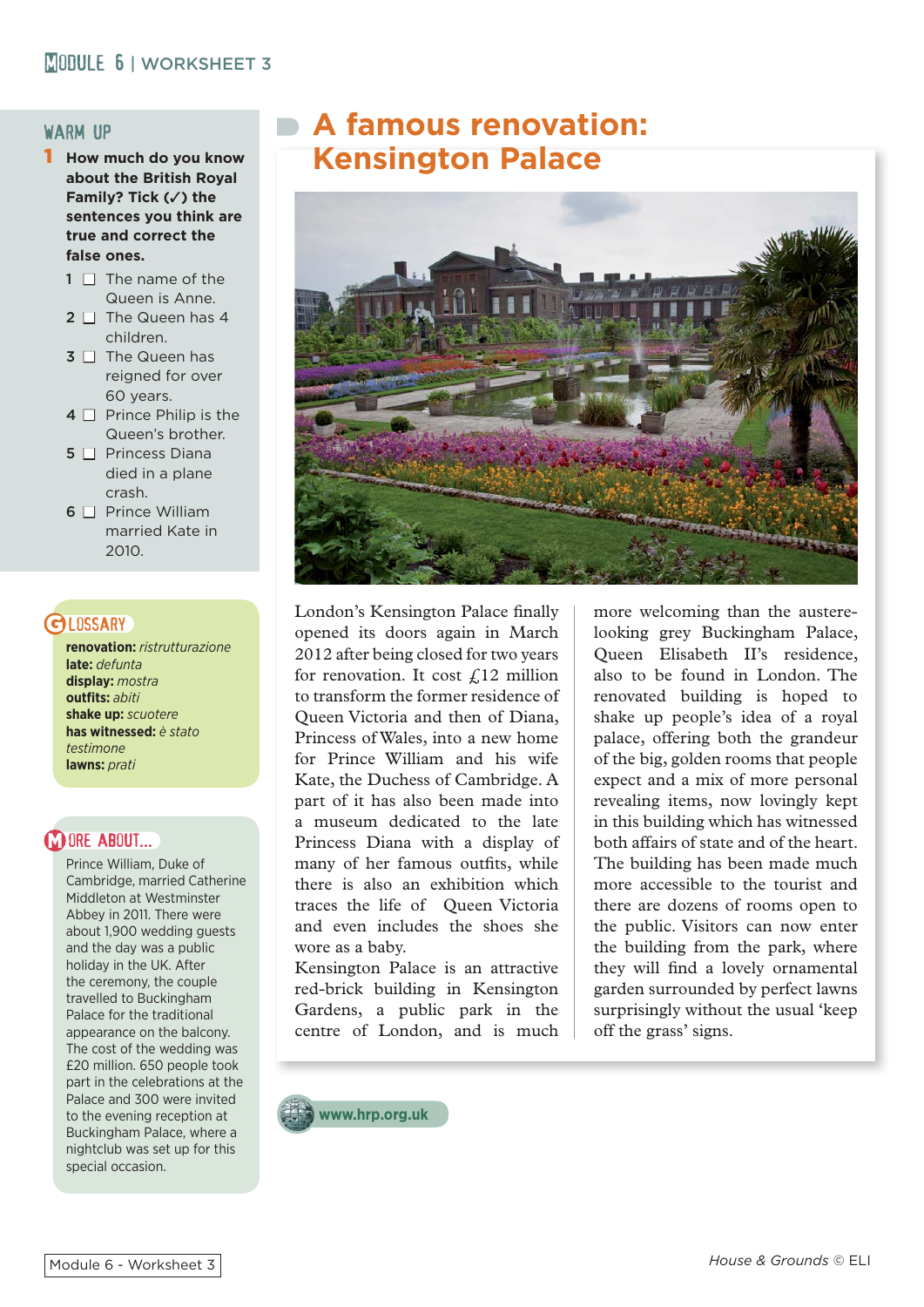# A famous renovation: Kensington Palace

## WARM UP

**1 How much do you know about the British Royal Family? Tick (✓) the sentences you think are true and correct the false ones.**

1 ☐ The name of the Queen is Anne.
2 ☐ The Queen has 4 children.
3 ☐ The Queen has reigned for over 60 years.
4 ☐ Prince Philip is the Queen's brother.
5 ☐ Princess Diana died in a plane crash.
6 ☐ Prince William married Kate in 2010.

London's Kensington Palace finally opened its doors again in March 2012 after being closed for two years for renovation. It cost £12 million to transform the former residence of Queen Victoria and then of Diana, Princess of Wales, into a new home for Prince William and his wife Kate, the Duchess of Cambridge. A part of it has also been made into a museum dedicated to the late Princess Diana with a display of many of her famous outfits, while there is also an exhibition which traces the life of Queen Victoria and even includes the shoes she wore as a baby.

Kensington Palace is an attractive red-brick building in Kensington Gardens, a public park in the centre of London, and is much more welcoming than the austere-looking grey Buckingham Palace, Queen Elisabeth II's residence, also to be found in London. The renovated building is hoped to shake up people's idea of a royal palace, offering both the grandeur of the big, golden rooms that people expect and a mix of more personal revealing items, now lovingly kept in this building which has witnessed both affairs of state and of the heart. The building has been made much more accessible to the tourist and there are dozens of rooms open to the public. Visitors can now enter the building from the park, where they will find a lovely ornamental garden surrounded by perfect lawns surprisingly without the usual 'keep off the grass' signs.

www.hrp.org.uk

## GLOSSARY

**renovation:** *ristrutturazione*
**late:** *defunta*
**display:** *mostra*
**outfits:** *abiti*
**shake up:** *scuotere*
**has witnessed:** *è stato testimone*
**lawns:** *prati*

## MORE ABOUT...

Prince William, Duke of Cambridge, married Catherine Middleton at Westminster Abbey in 2011. There were about 1,900 wedding guests and the day was a public holiday in the UK. After the ceremony, the couple travelled to Buckingham Palace for the traditional appearance on the balcony. The cost of the wedding was £20 million. 650 people took part in the celebrations at the Palace and 300 were invited to the evening reception at Buckingham Palace, where a nightclub was set up for this special occasion.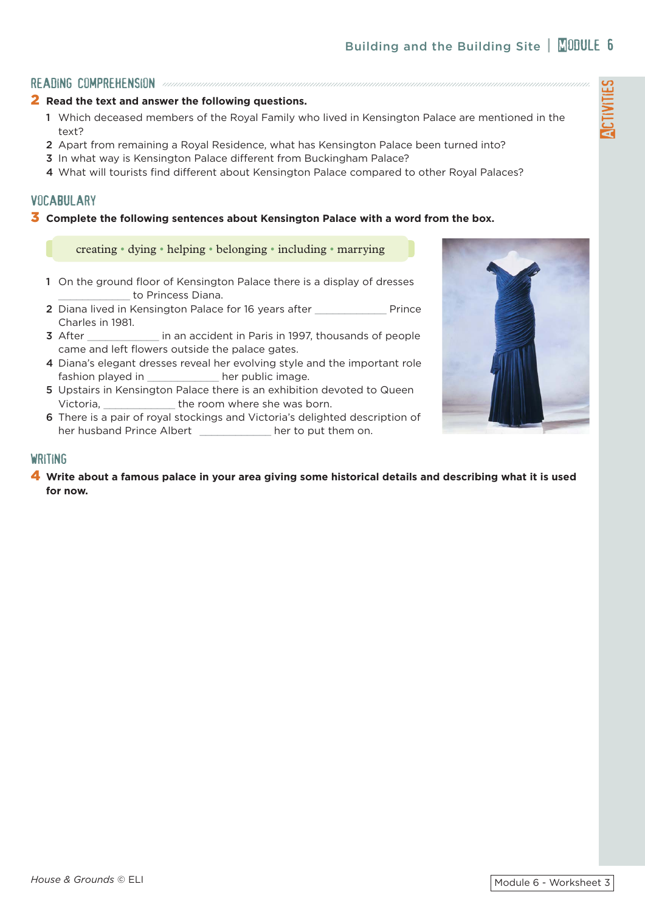## READING COMPREHENSION

**2 Read the text and answer the following questions.**

1 Which deceased members of the Royal Family who lived in Kensington Palace are mentioned in the text?
2 Apart from remaining a Royal Residence, what has Kensington Palace been turned into?
3 In what way is Kensington Palace different from Buckingham Palace?
4 What will tourists find different about Kensington Palace compared to other Royal Palaces?

## VOCABULARY

**3 Complete the following sentences about Kensington Palace with a word from the box.**

creating • dying • helping • belonging • including • marrying

1 On the ground floor of Kensington Palace there is a display of dresses ____________ to Princess Diana.
2 Diana lived in Kensington Palace for 16 years after ____________ Prince Charles in 1981.
3 After ____________ in an accident in Paris in 1997, thousands of people came and left flowers outside the palace gates.
4 Diana's elegant dresses reveal her evolving style and the important role fashion played in ____________ her public image.
5 Upstairs in Kensington Palace there is an exhibition devoted to Queen Victoria, ____________ the room where she was born.
6 There is a pair of royal stockings and Victoria's delighted description of her husband Prince Albert ____________ her to put them on.

## WRITING

**4 Write about a famous palace in your area giving some historical details and describing what it is used for now.**